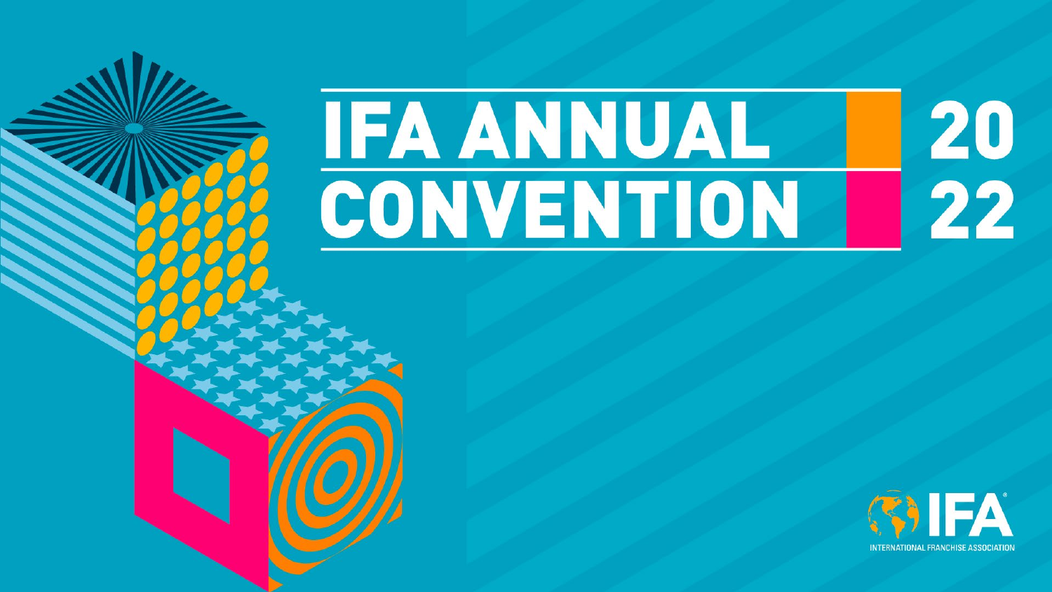# IFA ANNUAL CONVENTION 2022

IFA
INTERNATIONAL FRANCHISE ASSOCIATION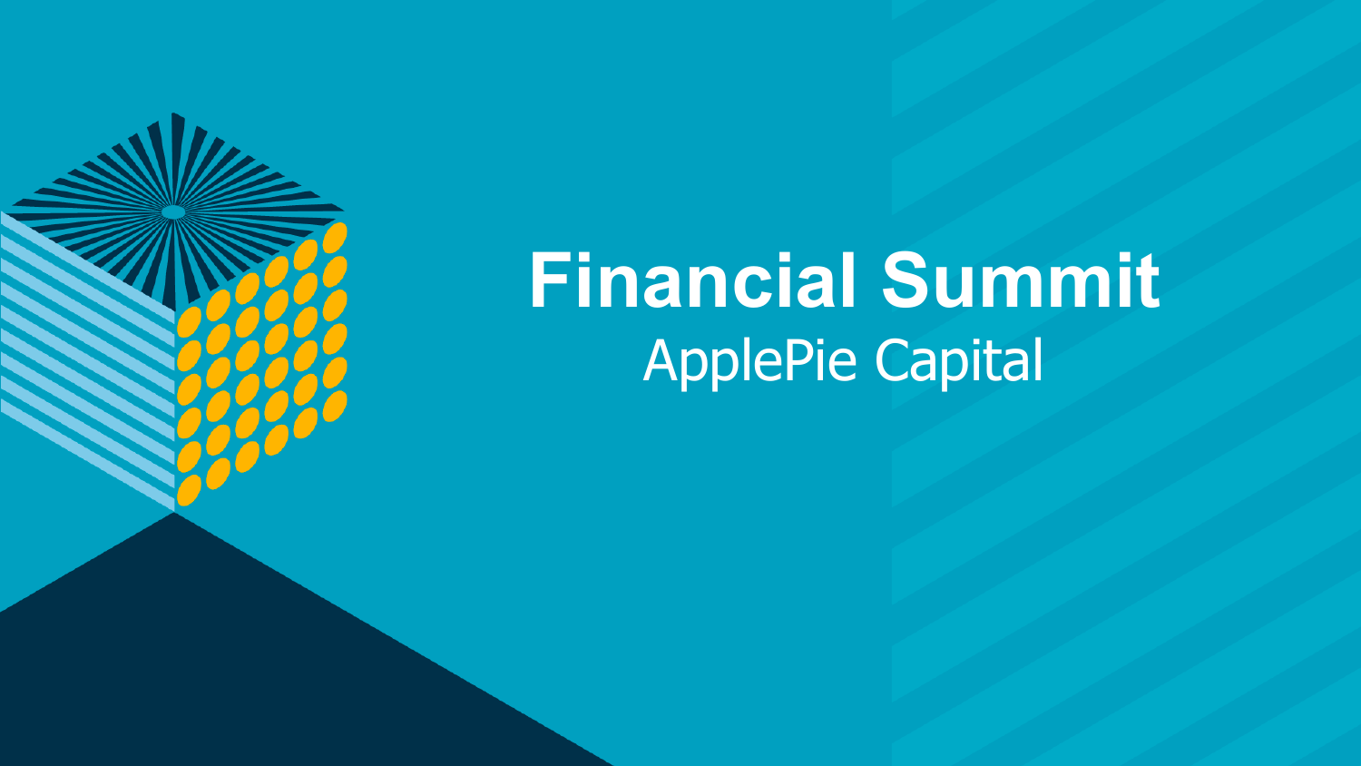# Financial Summit

ApplePie Capital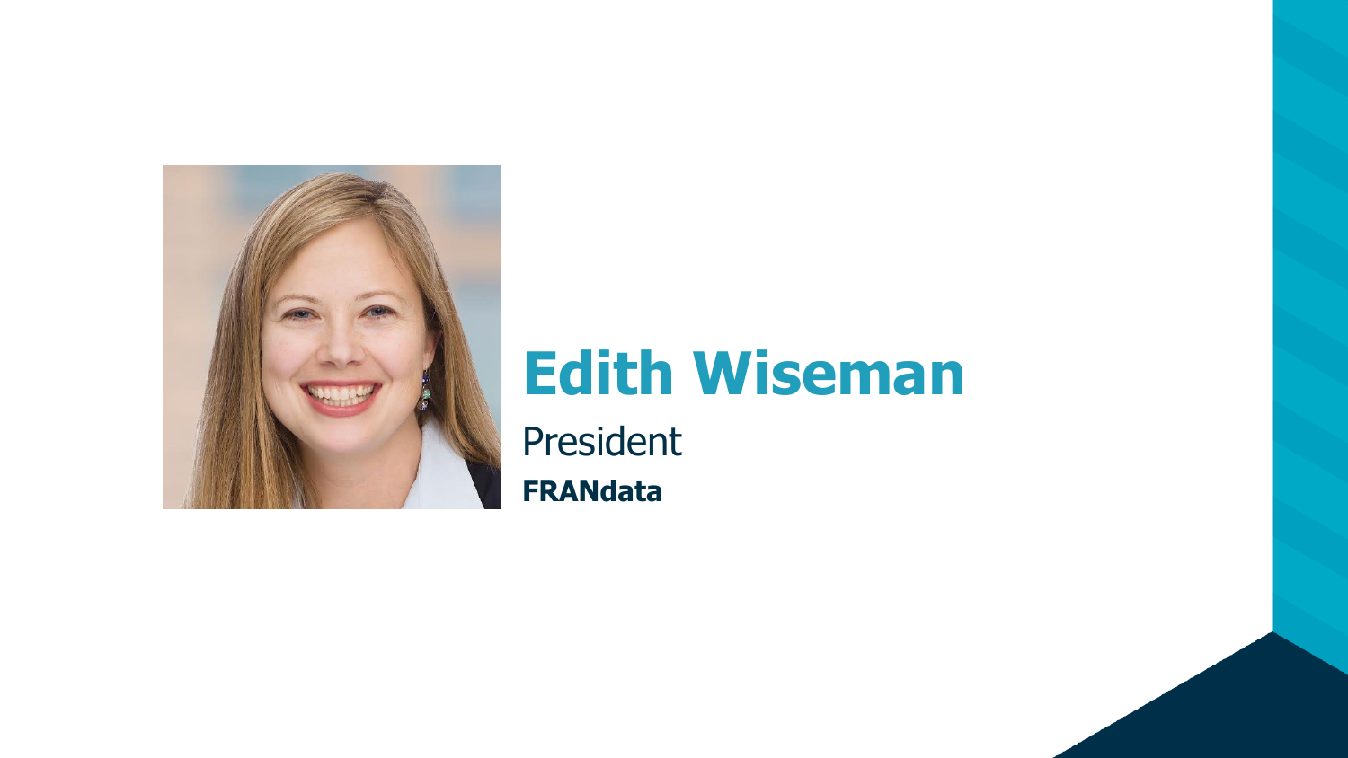# Edith Wiseman

President

**FRANdata**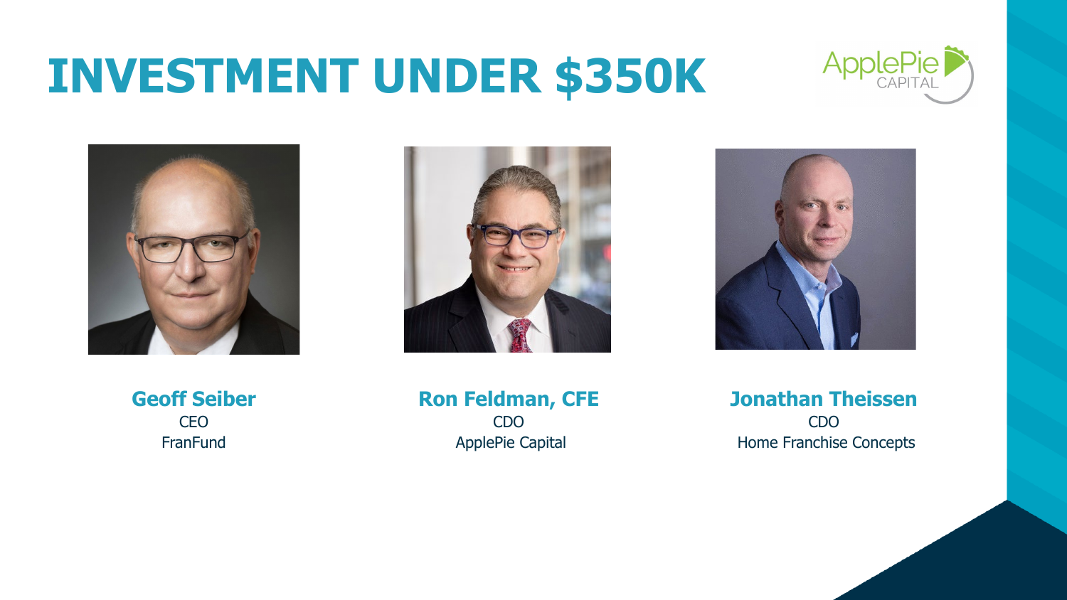# INVESTMENT UNDER $350K

**Geoff Seiber**
CEO
FranFund

**Ron Feldman, CFE**
CDO
ApplePie Capital

**Jonathan Theissen**
CDO
Home Franchise Concepts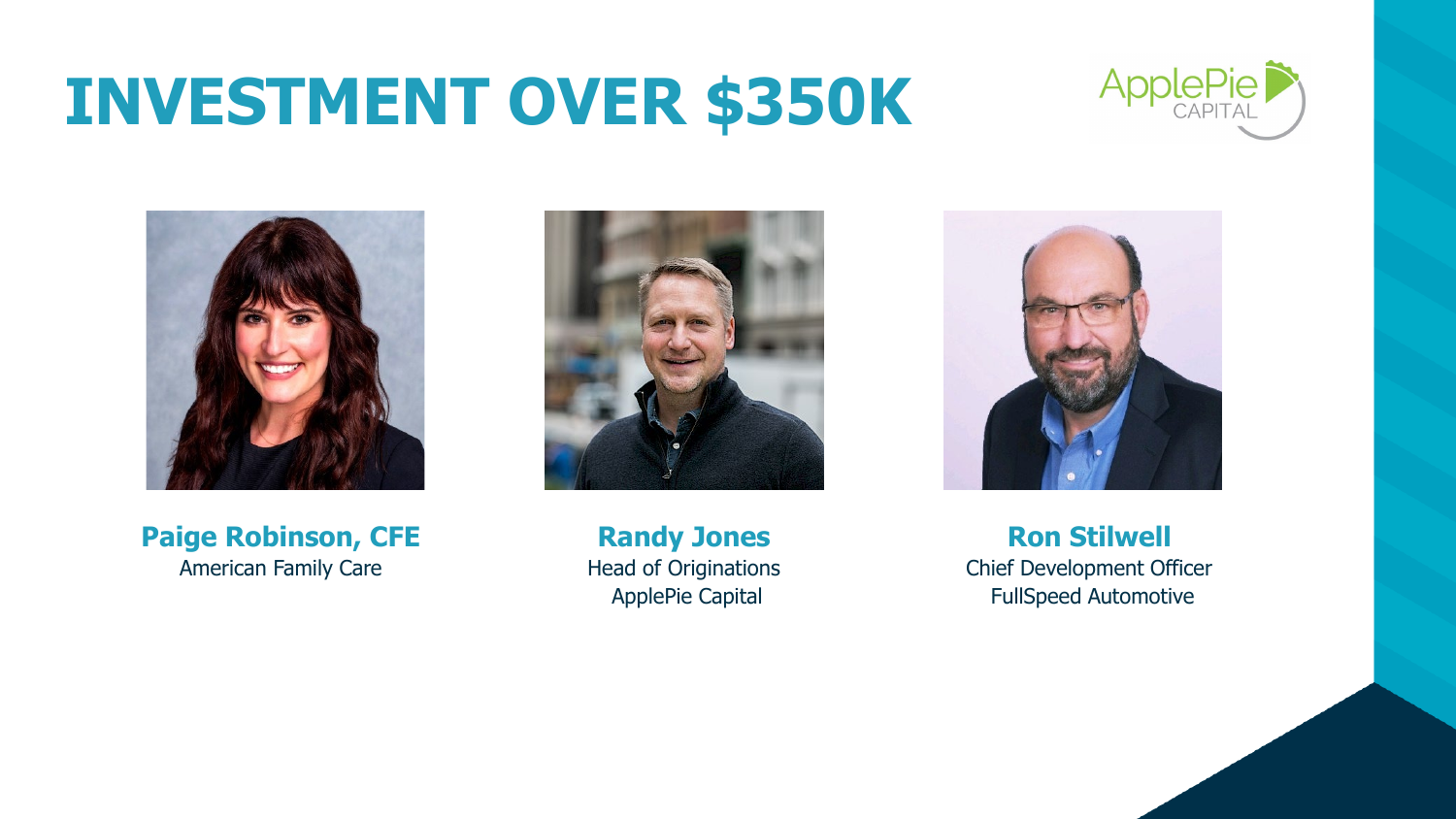# INVESTMENT OVER $350K

**Paige Robinson, CFE**
American Family Care

**Randy Jones**
Head of Originations
ApplePie Capital

**Ron Stilwell**
Chief Development Officer
FullSpeed Automotive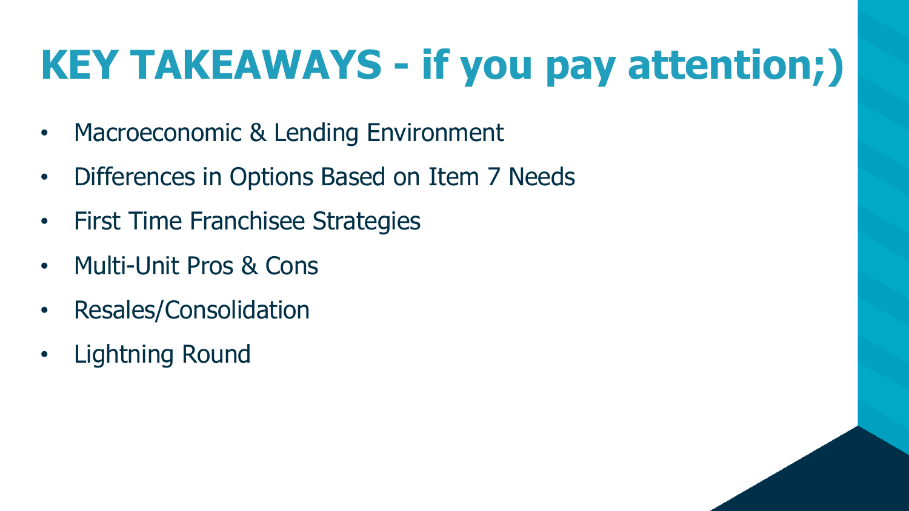# KEY TAKEAWAYS - if you pay attention;)

- Macroeconomic & Lending Environment
- Differences in Options Based on Item 7 Needs
- First Time Franchisee Strategies
- Multi-Unit Pros & Cons
- Resales/Consolidation
- Lightning Round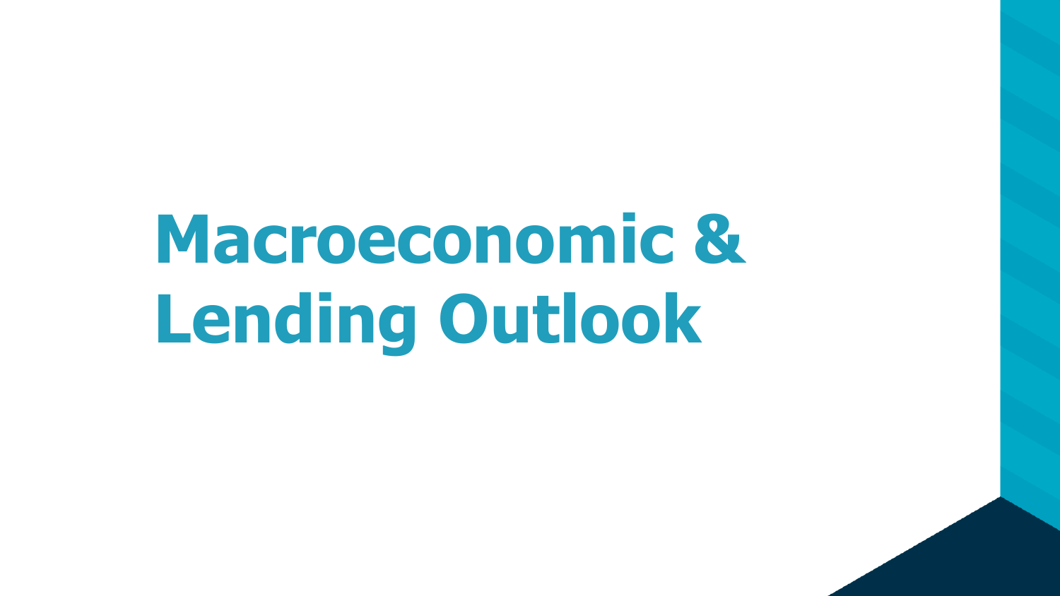# Macroeconomic & Lending Outlook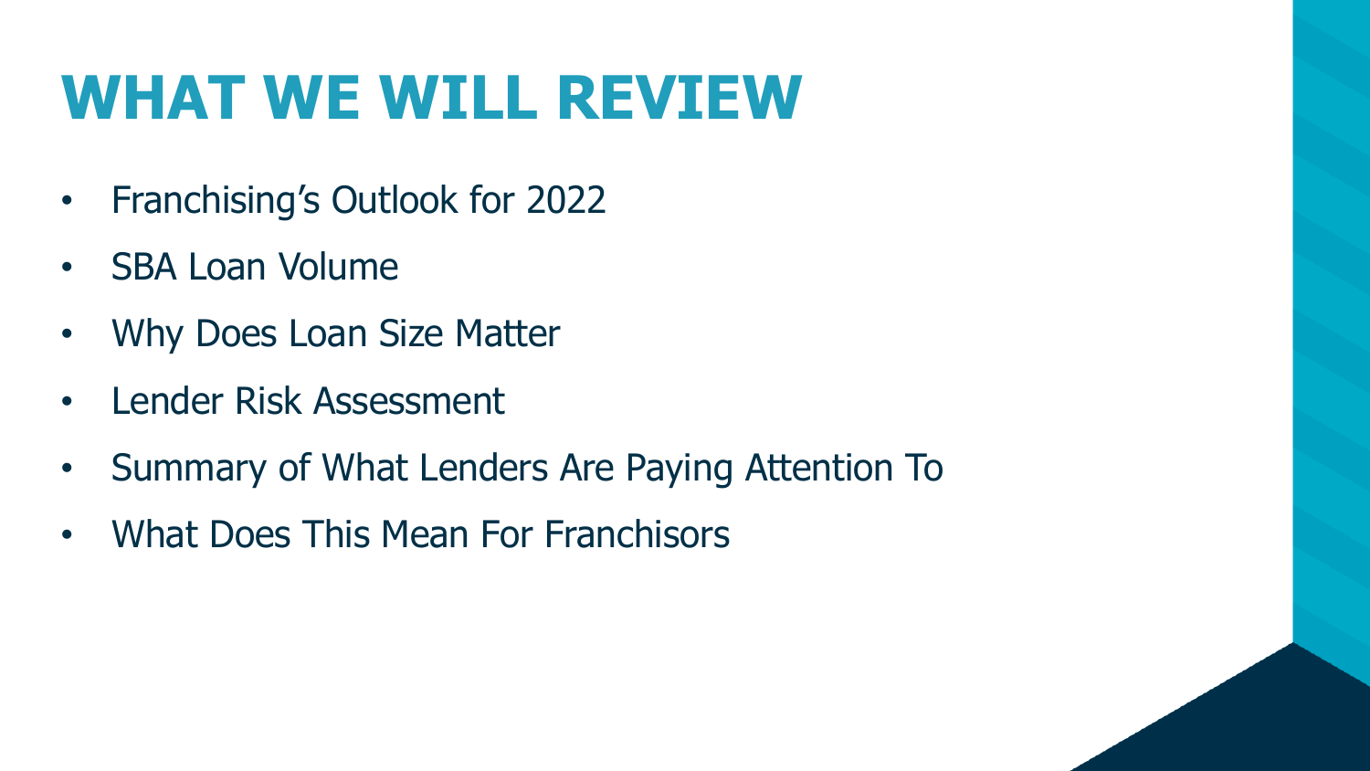# WHAT WE WILL REVIEW

- Franchising's Outlook for 2022
- SBA Loan Volume
- Why Does Loan Size Matter
- Lender Risk Assessment
- Summary of What Lenders Are Paying Attention To
- What Does This Mean For Franchisors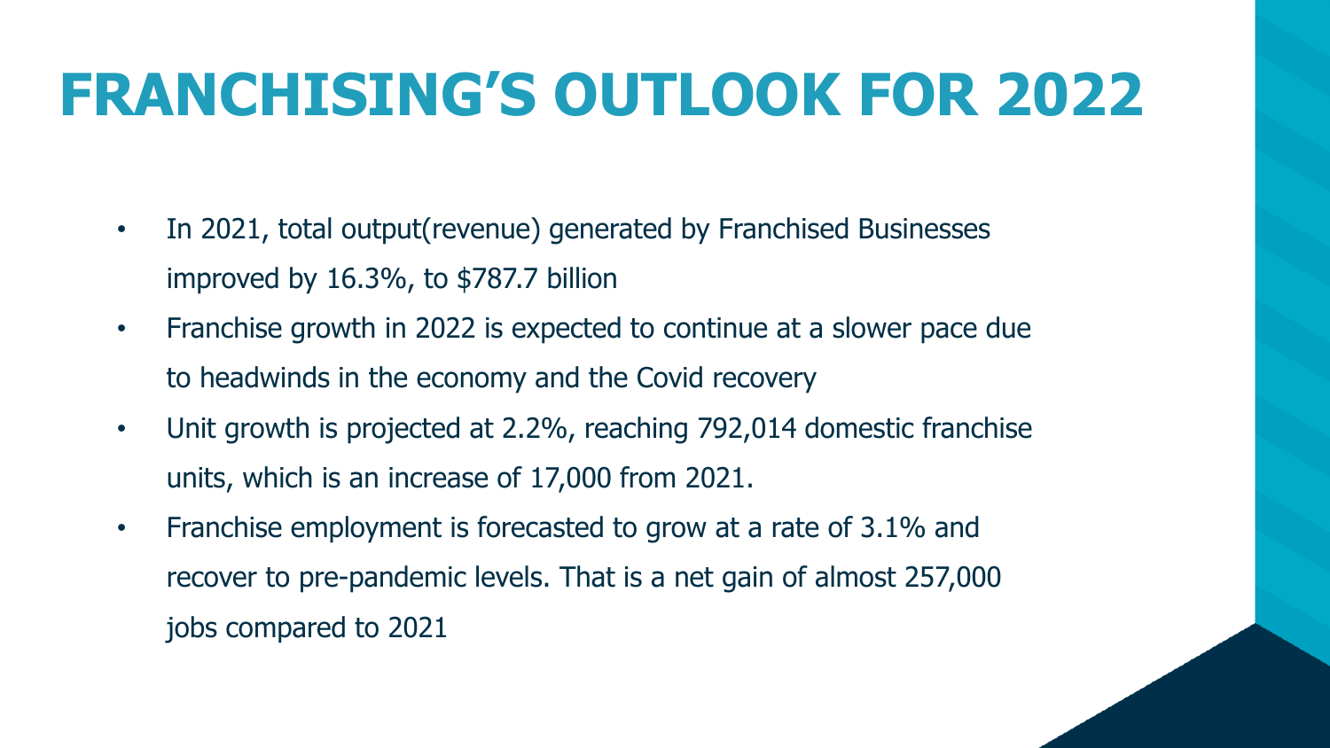# FRANCHISING’S OUTLOOK FOR 2022

- In 2021, total output(revenue) generated by Franchised Businesses improved by 16.3%, to $787.7 billion
- Franchise growth in 2022 is expected to continue at a slower pace due to headwinds in the economy and the Covid recovery
- Unit growth is projected at 2.2%, reaching 792,014 domestic franchise units, which is an increase of 17,000 from 2021.
- Franchise employment is forecasted to grow at a rate of 3.1% and recover to pre-pandemic levels. That is a net gain of almost 257,000 jobs compared to 2021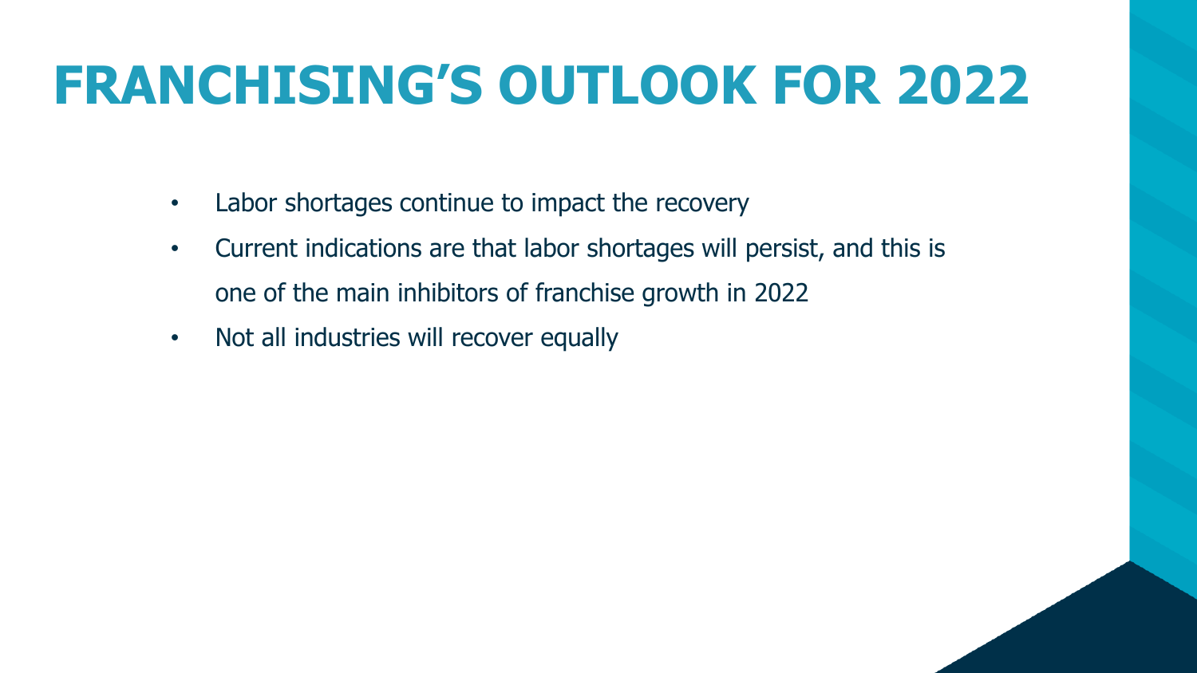# FRANCHISING'S OUTLOOK FOR 2022

- Labor shortages continue to impact the recovery
- Current indications are that labor shortages will persist, and this is one of the main inhibitors of franchise growth in 2022
- Not all industries will recover equally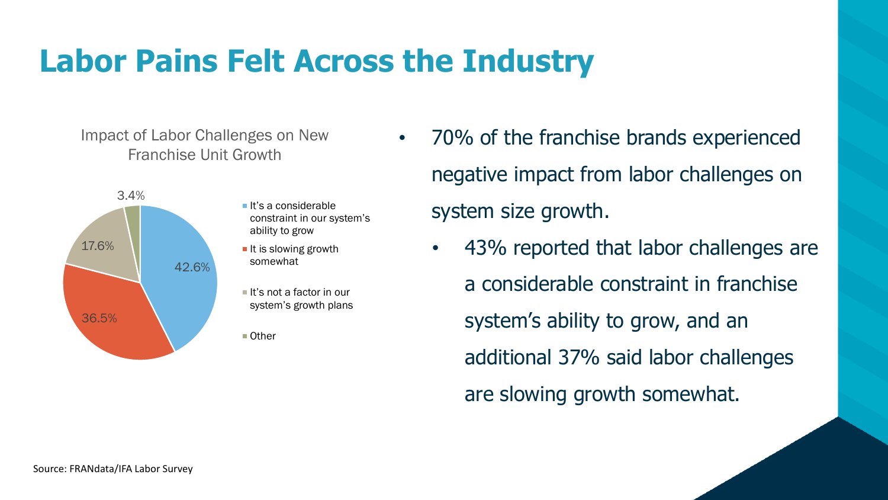# Labor Pains Felt Across the Industry

Impact of Labor Challenges on New Franchise Unit Growth

| Response | Share |
| --- | --- |
| It's a considerable constraint in our system's ability to grow | 42.6% |
| It is slowing growth somewhat | 36.5% |
| It's not a factor in our system's growth plans | 17.6% |
| Other | 3.4% |

- 70% of the franchise brands experienced negative impact from labor challenges on system size growth.
  - 43% reported that labor challenges are a considerable constraint in franchise system's ability to grow, and an additional 37% said labor challenges are slowing growth somewhat.

Source: FRANdata/IFA Labor Survey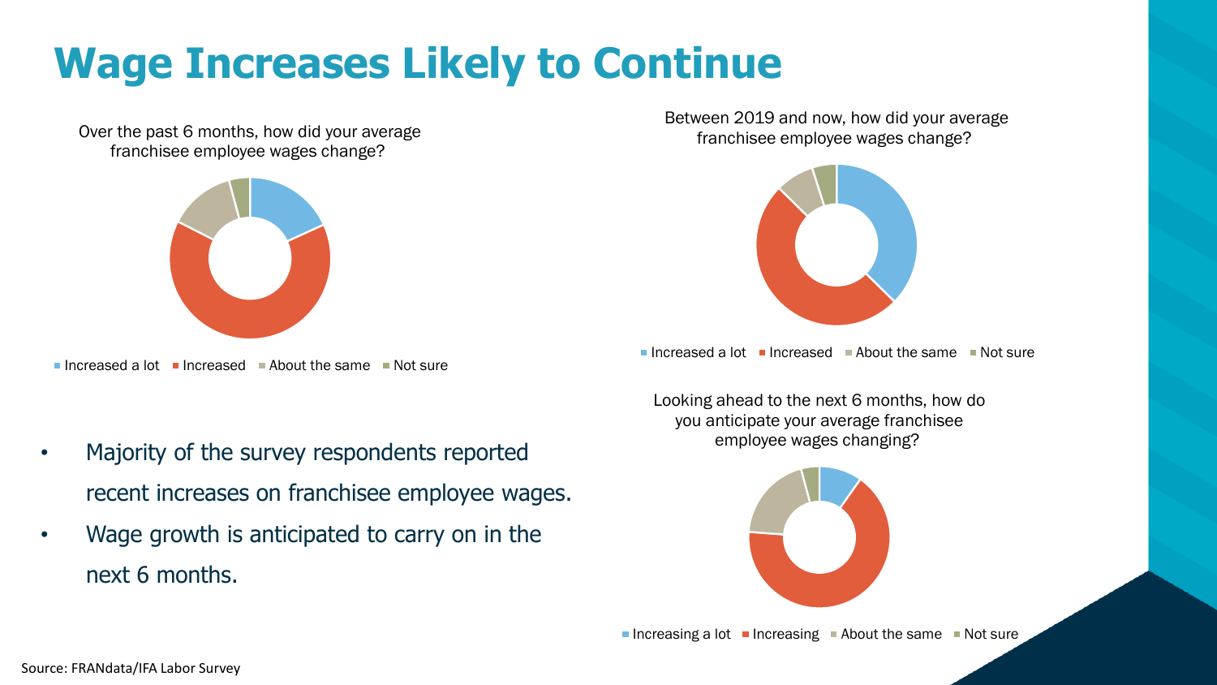# Wage Increases Likely to Continue

Over the past 6 months, how did your average franchisee employee wages change?

Increased a lot | Increased | About the same | Not sure

Between 2019 and now, how did your average franchisee employee wages change?

Increased a lot | Increased | About the same | Not sure

Looking ahead to the next 6 months, how do you anticipate your average franchisee employee wages changing?

Increasing a lot | Increasing | About the same | Not sure

- Majority of the survey respondents reported recent increases on franchisee employee wages.
- Wage growth is anticipated to carry on in the next 6 months.

Source: FRANdata/IFA Labor Survey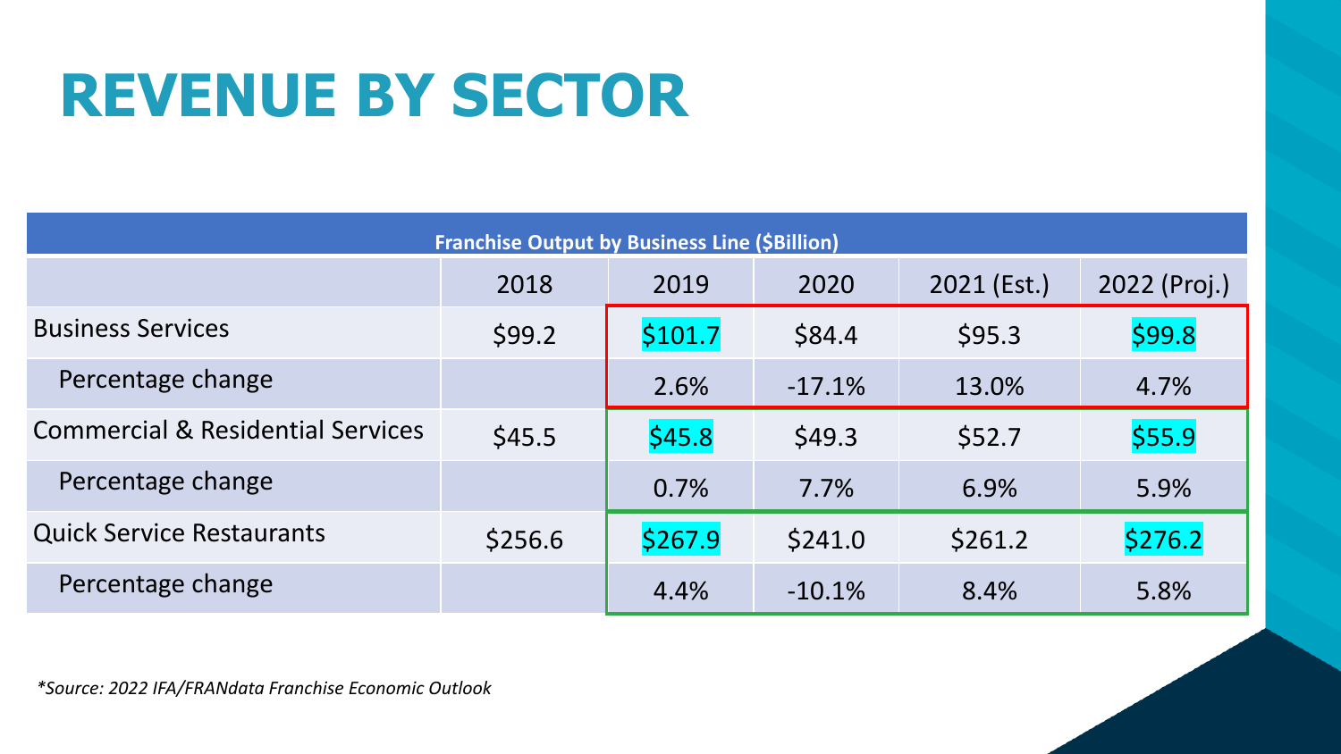# REVENUE BY SECTOR

| Franchise Output by Business Line ($Billion) | | | | | |
|---|---|---|---|---|---|
| | 2018 | 2019 | 2020 | 2021 (Est.) | 2022 (Proj.) |
| Business Services | $99.2 | $101.7 | $84.4 | $95.3 | $99.8 |
| Percentage change | | 2.6% | -17.1% | 13.0% | 4.7% |
| Commercial & Residential Services | $45.5 | $45.8 | $49.3 | $52.7 | $55.9 |
| Percentage change | | 0.7% | 7.7% | 6.9% | 5.9% |
| Quick Service Restaurants | $256.6 | $267.9 | $241.0 | $261.2 | $276.2 |
| Percentage change | | 4.4% | -10.1% | 8.4% | 5.8% |

*\*Source: 2022 IFA/FRANdata Franchise Economic Outlook*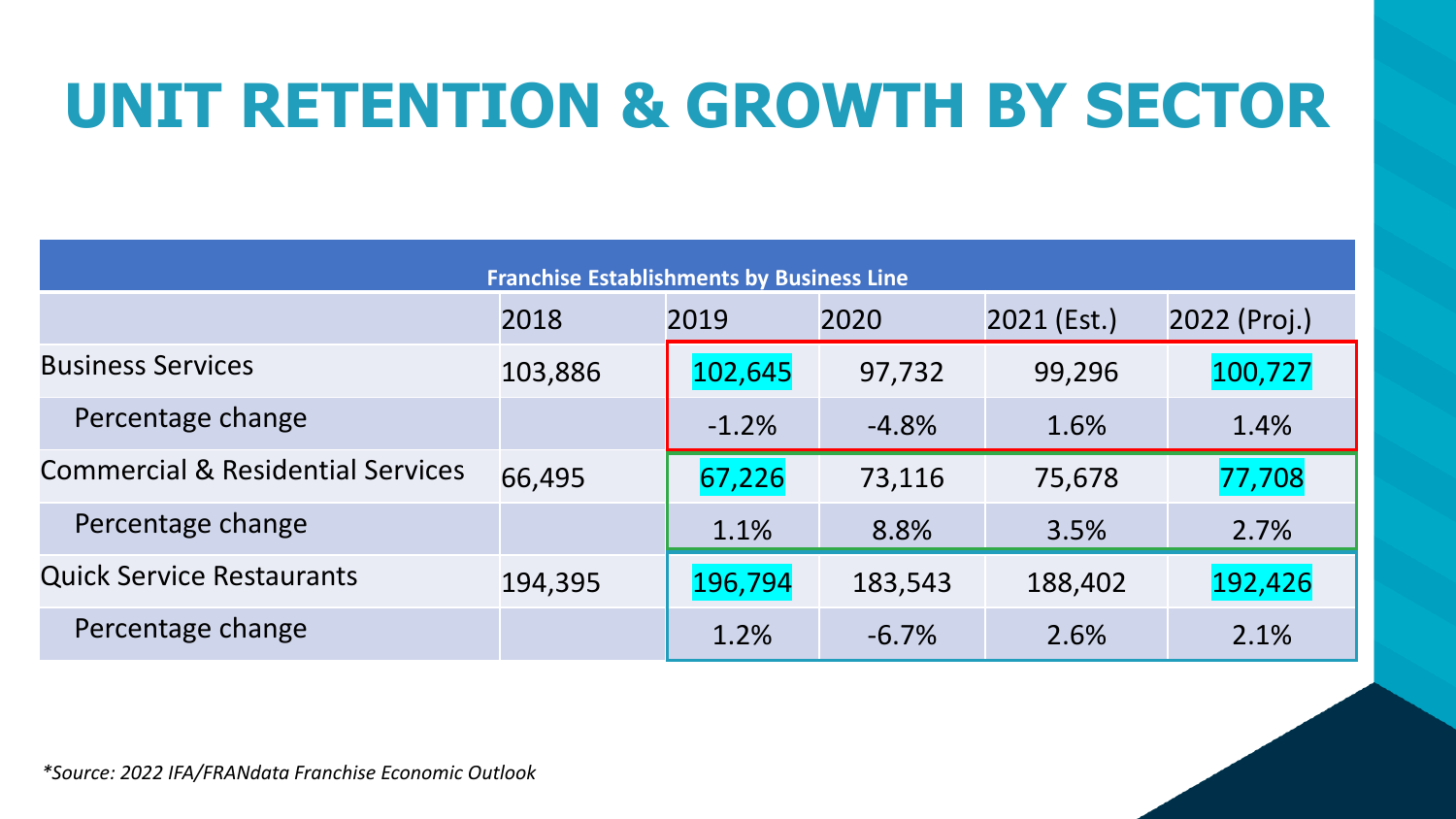# UNIT RETENTION & GROWTH BY SECTOR

| Franchise Establishments by Business Line | | | | | |
|---|---|---|---|---|---|
| | 2018 | 2019 | 2020 | 2021 (Est.) | 2022 (Proj.) |
| Business Services | 103,886 | 102,645 | 97,732 | 99,296 | 100,727 |
| Percentage change | | -1.2% | -4.8% | 1.6% | 1.4% |
| Commercial & Residential Services | 66,495 | 67,226 | 73,116 | 75,678 | 77,708 |
| Percentage change | | 1.1% | 8.8% | 3.5% | 2.7% |
| Quick Service Restaurants | 194,395 | 196,794 | 183,543 | 188,402 | 192,426 |
| Percentage change | | 1.2% | -6.7% | 2.6% | 2.1% |

*\*Source: 2022 IFA/FRANdata Franchise Economic Outlook*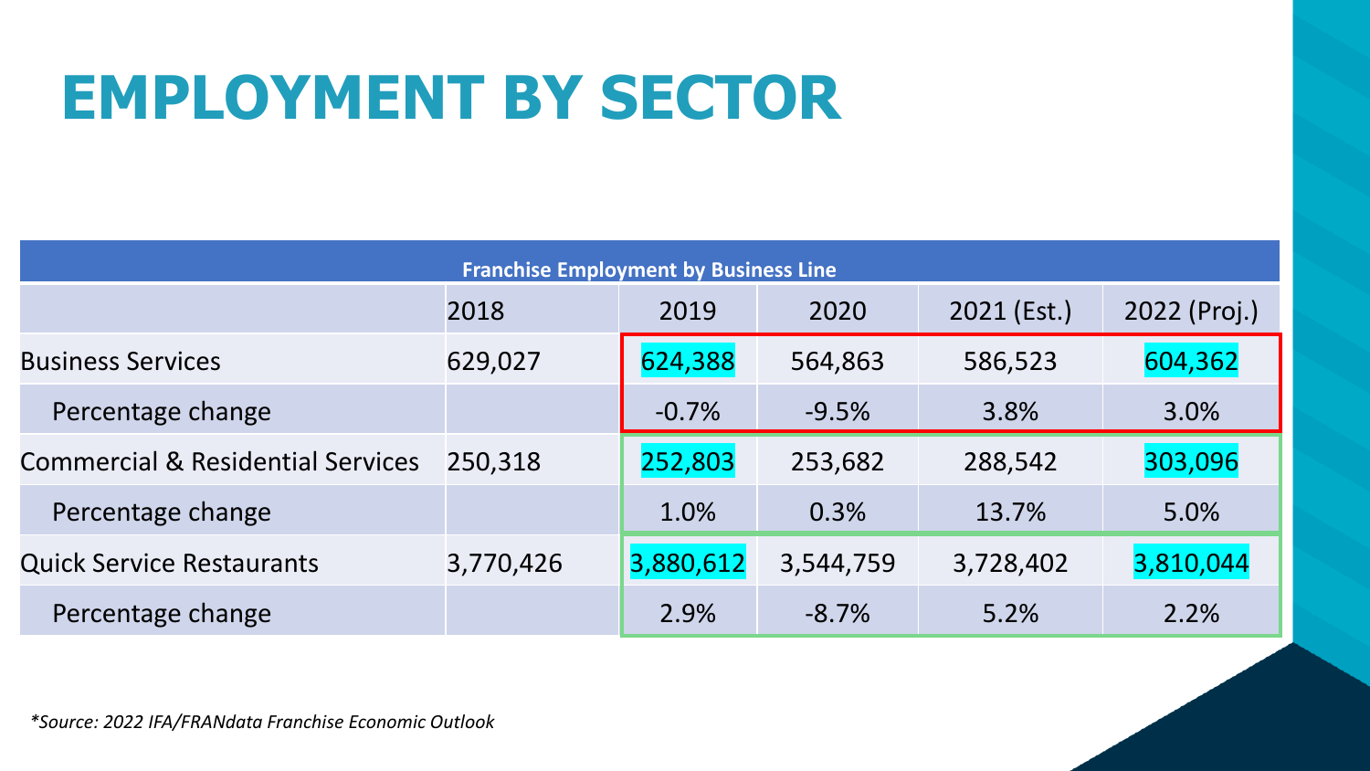# EMPLOYMENT BY SECTOR

| Franchise Employment by Business Line | | | | | |
|---|---|---|---|---|---|
| | 2018 | 2019 | 2020 | 2021 (Est.) | 2022 (Proj.) |
| Business Services | 629,027 | 624,388 | 564,863 | 586,523 | 604,362 |
| Percentage change | | -0.7% | -9.5% | 3.8% | 3.0% |
| Commercial & Residential Services | 250,318 | 252,803 | 253,682 | 288,542 | 303,096 |
| Percentage change | | 1.0% | 0.3% | 13.7% | 5.0% |
| Quick Service Restaurants | 3,770,426 | 3,880,612 | 3,544,759 | 3,728,402 | 3,810,044 |
| Percentage change | | 2.9% | -8.7% | 5.2% | 2.2% |

*\*Source: 2022 IFA/FRANdata Franchise Economic Outlook*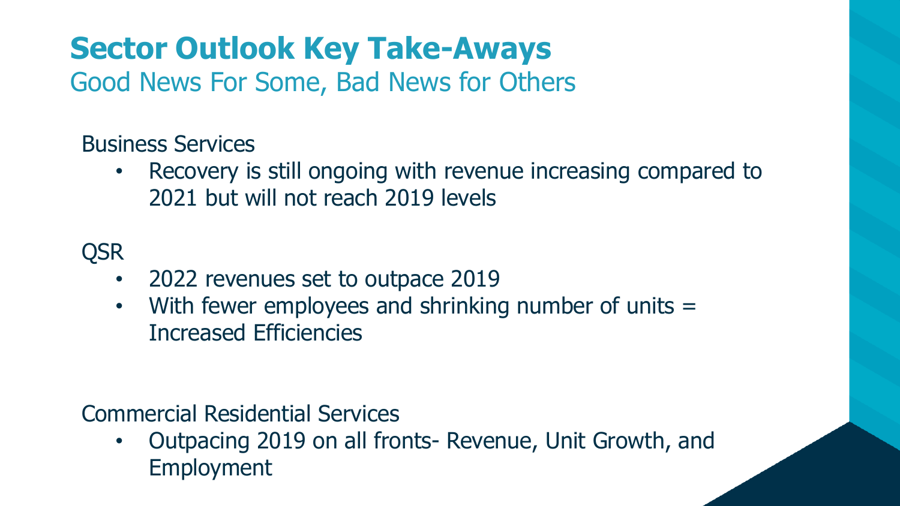# Sector Outlook Key Take-Aways

## Good News For Some, Bad News for Others

Business Services

- Recovery is still ongoing with revenue increasing compared to 2021 but will not reach 2019 levels

QSR

- 2022 revenues set to outpace 2019
- With fewer employees and shrinking number of units = Increased Efficiencies

Commercial Residential Services

- Outpacing 2019 on all fronts- Revenue, Unit Growth, and Employment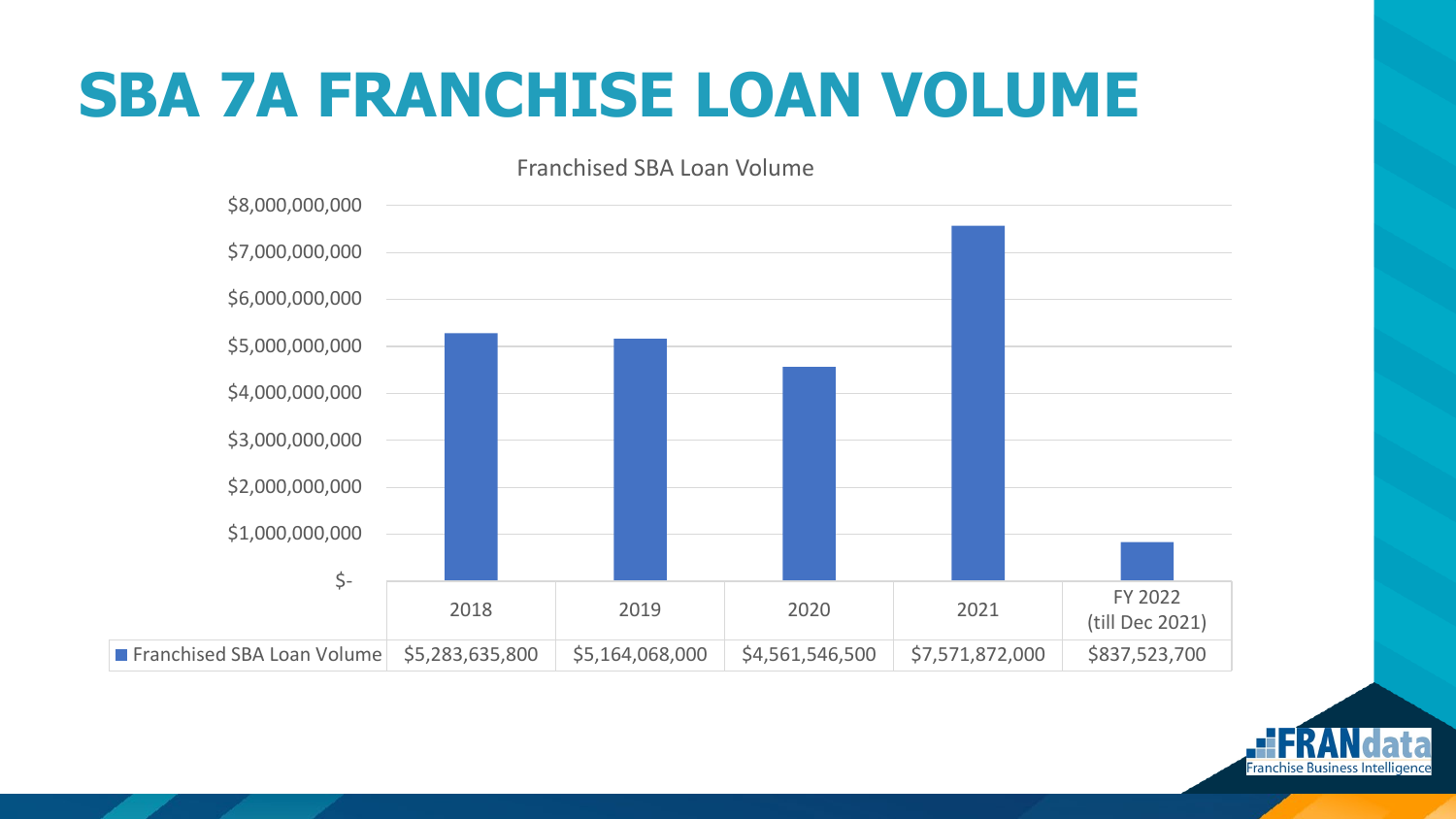# SBA 7A FRANCHISE LOAN VOLUME

Franchised SBA Loan Volume

| | 2018 | 2019 | 2020 | 2021 | FY 2022 (till Dec 2021) |
|---|---|---|---|---|---|
| Franchised SBA Loan Volume | $5,283,635,800 | $5,164,068,000 | $4,561,546,500 | $7,571,872,000 | $837,523,700 |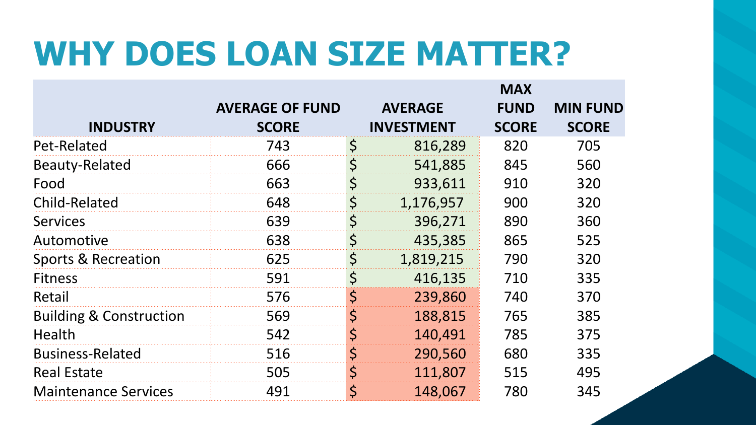# WHY DOES LOAN SIZE MATTER?

| INDUSTRY | AVERAGE OF FUND SCORE | AVERAGE INVESTMENT | MAX FUND SCORE | MIN FUND SCORE |
|---|---|---|---|---|
| Pet-Related | 743 | $ 816,289 | 820 | 705 |
| Beauty-Related | 666 | $ 541,885 | 845 | 560 |
| Food | 663 | $ 933,611 | 910 | 320 |
| Child-Related | 648 | $ 1,176,957 | 900 | 320 |
| Services | 639 | $ 396,271 | 890 | 360 |
| Automotive | 638 | $ 435,385 | 865 | 525 |
| Sports & Recreation | 625 | $ 1,819,215 | 790 | 320 |
| Fitness | 591 | $ 416,135 | 710 | 335 |
| Retail | 576 | $ 239,860 | 740 | 370 |
| Building & Construction | 569 | $ 188,815 | 765 | 385 |
| Health | 542 | $ 140,491 | 785 | 375 |
| Business-Related | 516 | $ 290,560 | 680 | 335 |
| Real Estate | 505 | $ 111,807 | 515 | 495 |
| Maintenance Services | 491 | $ 148,067 | 780 | 345 |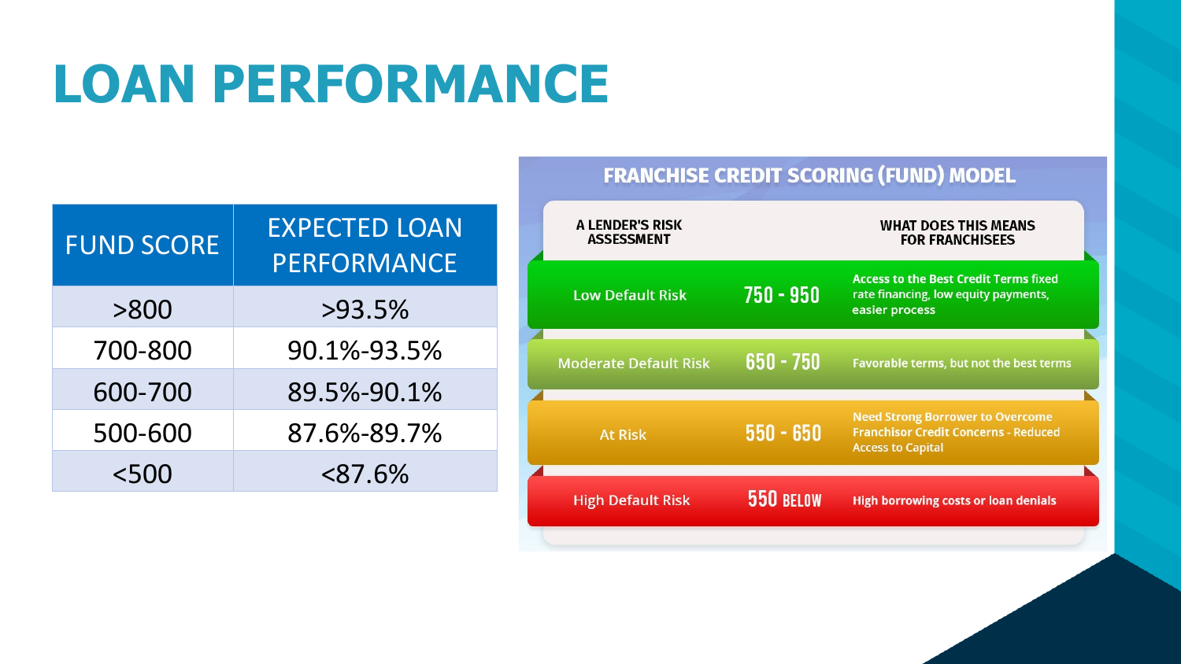# LOAN PERFORMANCE

| FUND SCORE | EXPECTED LOAN PERFORMANCE |
|---|---|
| >800 | >93.5% |
| 700-800 | 90.1%-93.5% |
| 600-700 | 89.5%-90.1% |
| 500-600 | 87.6%-89.7% |
| <500 | <87.6% |

## FRANCHISE CREDIT SCORING (FUND) MODEL

| A LENDER'S RISK ASSESSMENT | | WHAT DOES THIS MEANS FOR FRANCHISEES |
|---|---|---|
| Low Default Risk | 750 - 950 | Access to the Best Credit Terms fixed rate financing, low equity payments, easier process |
| Moderate Default Risk | 650 - 750 | Favorable terms, but not the best terms |
| At Risk | 550 - 650 | Need Strong Borrower to Overcome Franchisor Credit Concerns - Reduced Access to Capital |
| High Default Risk | 550 BELOW | High borrowing costs or loan denials |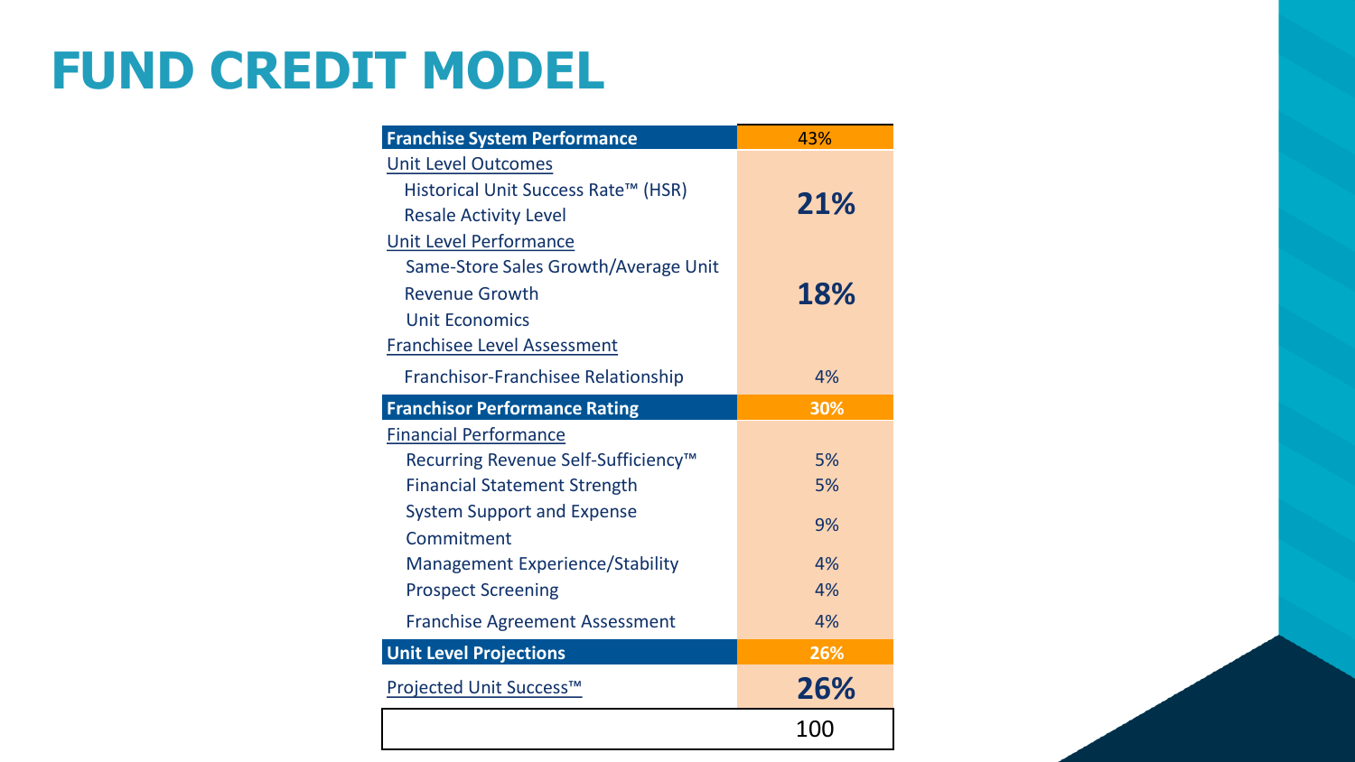# FUND CREDIT MODEL

| Franchise System Performance | 43% |
|---|---|
| Unit Level Outcomes | |
| Historical Unit Success Rate™ (HSR) | 21% |
| Resale Activity Level | |
| Unit Level Performance | |
| Same-Store Sales Growth/Average Unit Revenue Growth | 18% |
| Unit Economics | |
| Franchisee Level Assessment | |
| Franchisor-Franchisee Relationship | 4% |
| **Franchisor Performance Rating** | **30%** |
| Financial Performance | |
| Recurring Revenue Self-Sufficiency™ | 5% |
| Financial Statement Strength | 5% |
| System Support and Expense Commitment | 9% |
| Management Experience/Stability | 4% |
| Prospect Screening | 4% |
| Franchise Agreement Assessment | 4% |
| **Unit Level Projections** | **26%** |
| Projected Unit Success™ | 26% |
| | 100 |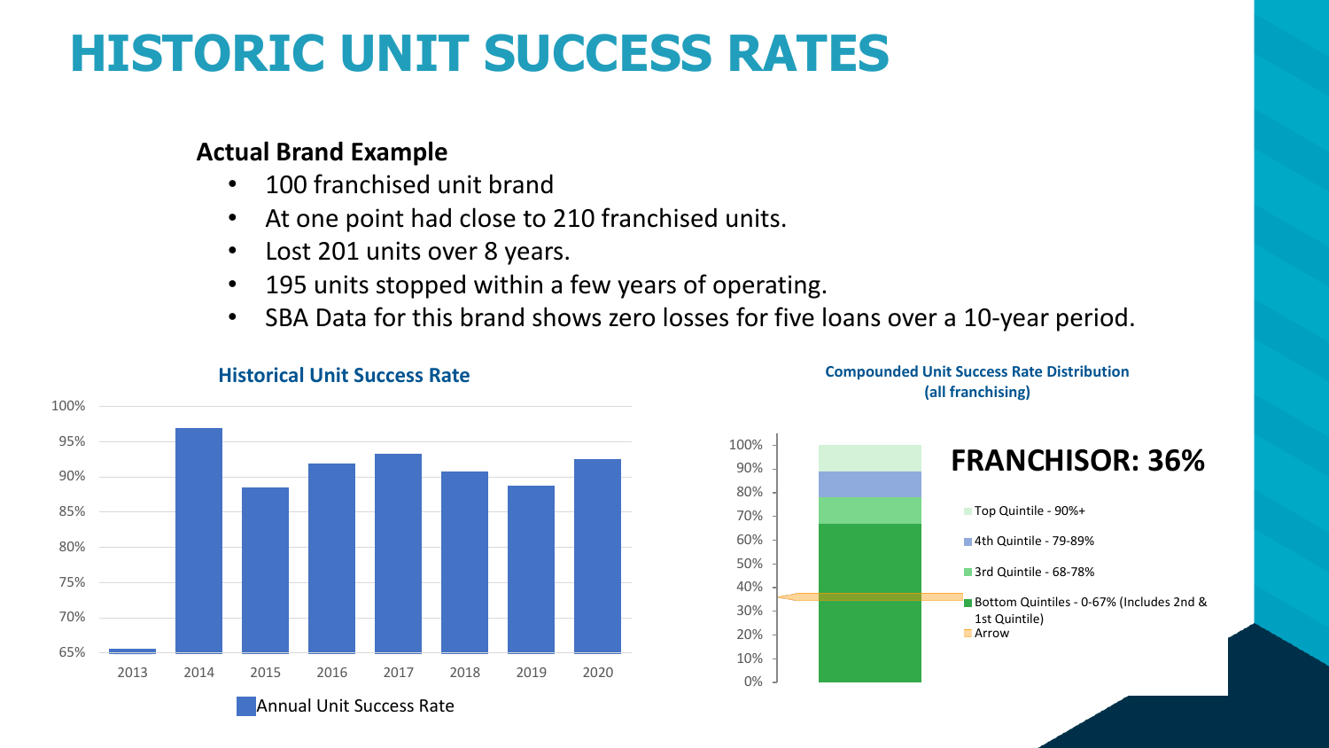# HISTORIC UNIT SUCCESS RATES

**Actual Brand Example**

- 100 franchised unit brand
- At one point had close to 210 franchised units.
- Lost 201 units over 8 years.
- 195 units stopped within a few years of operating.
- SBA Data for this brand shows zero losses for five loans over a 10-year period.

**Historical Unit Success Rate**

Annual Unit Success Rate

| Year | 2013 | 2014 | 2015 | 2016 | 2017 | 2018 | 2019 | 2020 |
|---|---|---|---|---|---|---|---|---|

**Compounded Unit Success Rate Distribution (all franchising)**

**FRANCHISOR: 36%**

- Top Quintile - 90%+
- 4th Quintile - 79-89%
- 3rd Quintile - 68-78%
- Bottom Quintiles - 0-67% (Includes 2nd & 1st Quintile)
- Arrow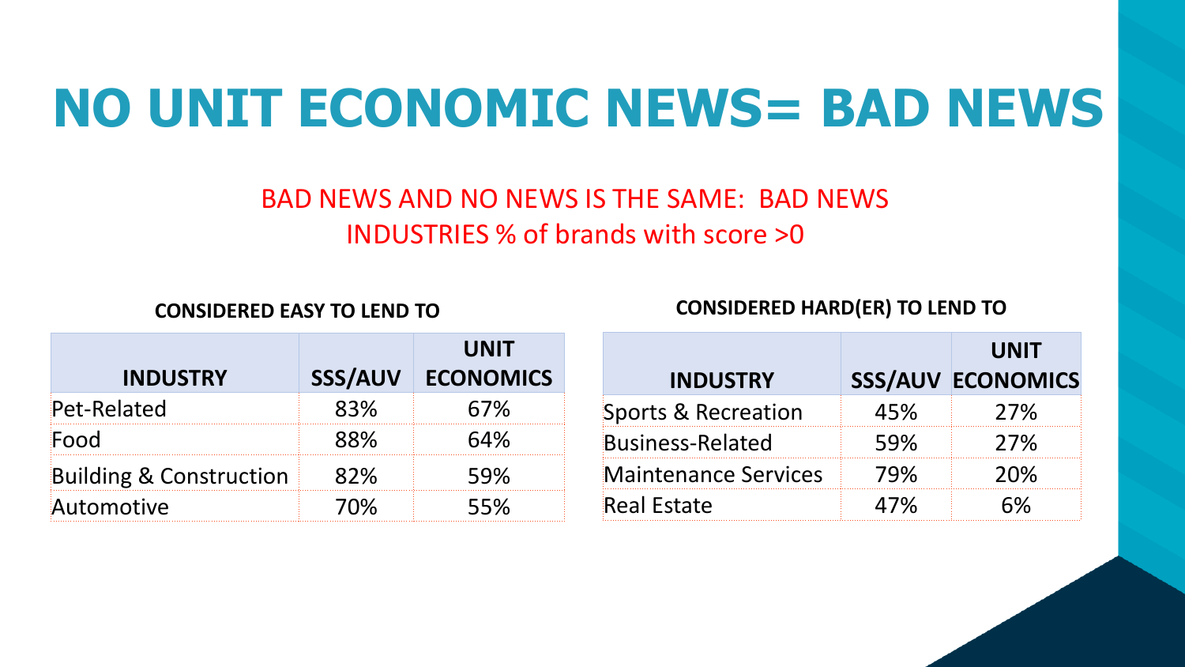# NO UNIT ECONOMIC NEWS= BAD NEWS

BAD NEWS AND NO NEWS IS THE SAME: BAD NEWS
INDUSTRIES % of brands with score >0

**CONSIDERED EASY TO LEND TO**

| INDUSTRY | SSS/AUV | UNIT ECONOMICS |
|---|---|---|
| Pet-Related | 83% | 67% |
| Food | 88% | 64% |
| Building & Construction | 82% | 59% |
| Automotive | 70% | 55% |

**CONSIDERED HARD(ER) TO LEND TO**

| INDUSTRY | SSS/AUV | UNIT ECONOMICS |
|---|---|---|
| Sports & Recreation | 45% | 27% |
| Business-Related | 59% | 27% |
| Maintenance Services | 79% | 20% |
| Real Estate | 47% | 6% |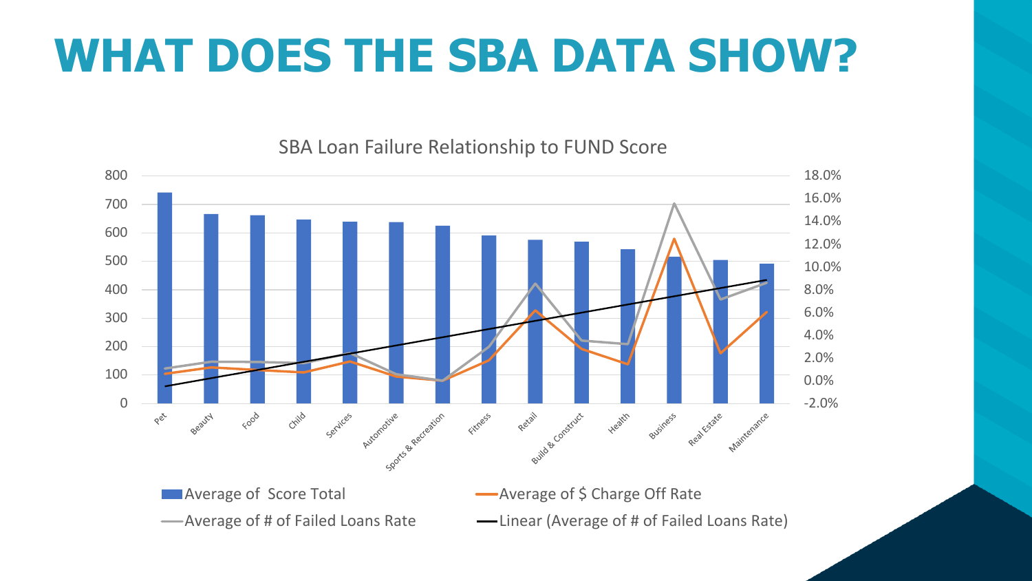# WHAT DOES THE SBA DATA SHOW?

SBA Loan Failure Relationship to FUND Score

Categories: Pet, Beauty, Food, Child, Services, Automotive, Sports & Recreation, Fitness, Retail, Build & Construct, Health, Business, Real Estate, Maintenance

Left axis: 0, 100, 200, 300, 400, 500, 600, 700, 800

Right axis: -2.0%, 0.0%, 2.0%, 4.0%, 6.0%, 8.0%, 10.0%, 12.0%, 14.0%, 16.0%, 18.0%

Legend:
- Average of Score Total
- Average of $ Charge Off Rate
- Average of # of Failed Loans Rate
- Linear (Average of # of Failed Loans Rate)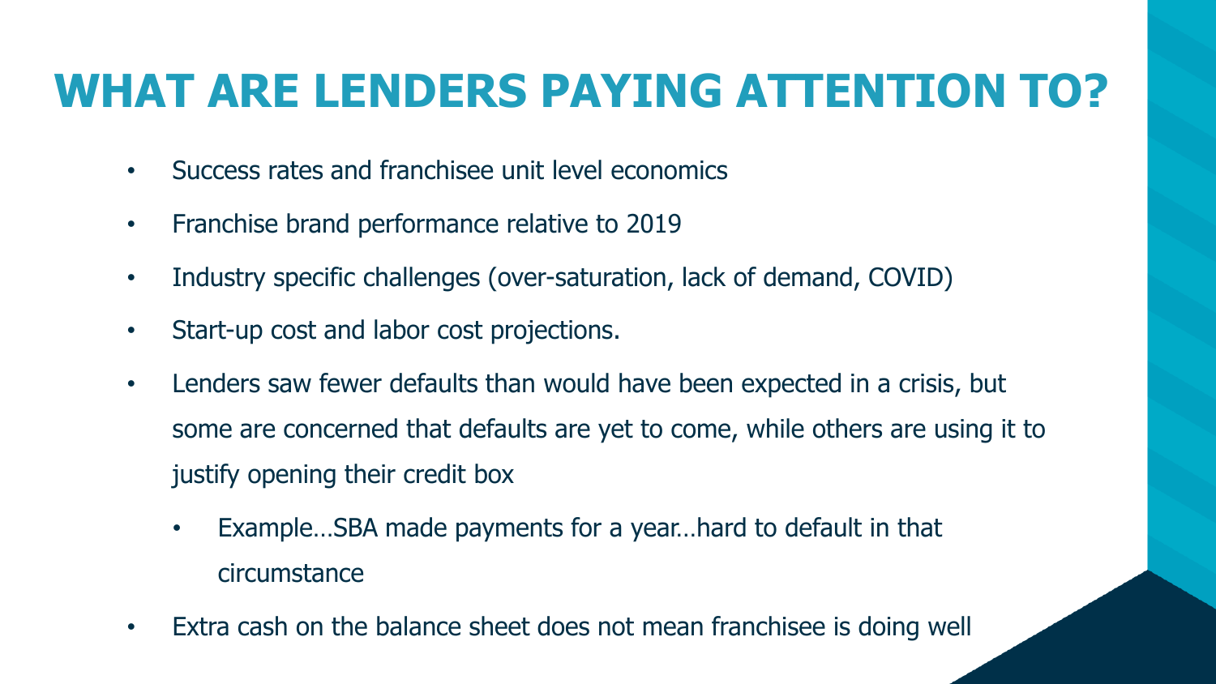# WHAT ARE LENDERS PAYING ATTENTION TO?

- Success rates and franchisee unit level economics
- Franchise brand performance relative to 2019
- Industry specific challenges (over-saturation, lack of demand, COVID)
- Start-up cost and labor cost projections.
- Lenders saw fewer defaults than would have been expected in a crisis, but some are concerned that defaults are yet to come, while others are using it to justify opening their credit box
  - Example…SBA made payments for a year…hard to default in that circumstance
- Extra cash on the balance sheet does not mean franchisee is doing well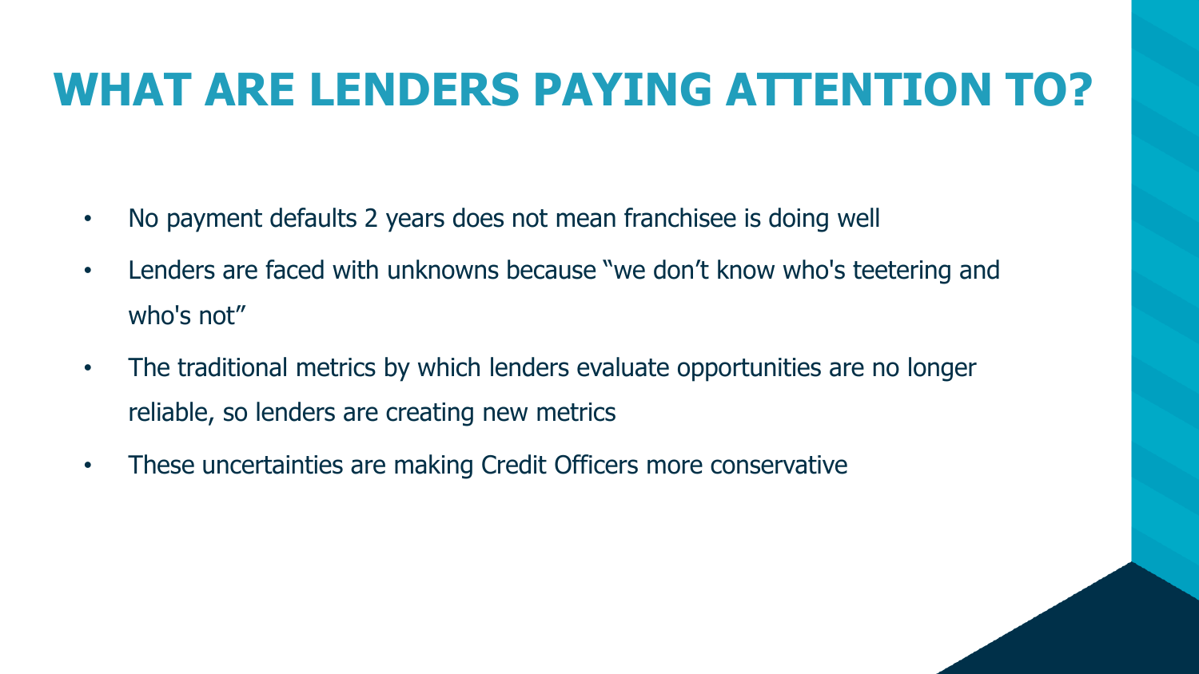# WHAT ARE LENDERS PAYING ATTENTION TO?

- No payment defaults 2 years does not mean franchisee is doing well
- Lenders are faced with unknowns because “we don’t know who's teetering and who's not”
- The traditional metrics by which lenders evaluate opportunities are no longer reliable, so lenders are creating new metrics
- These uncertainties are making Credit Officers more conservative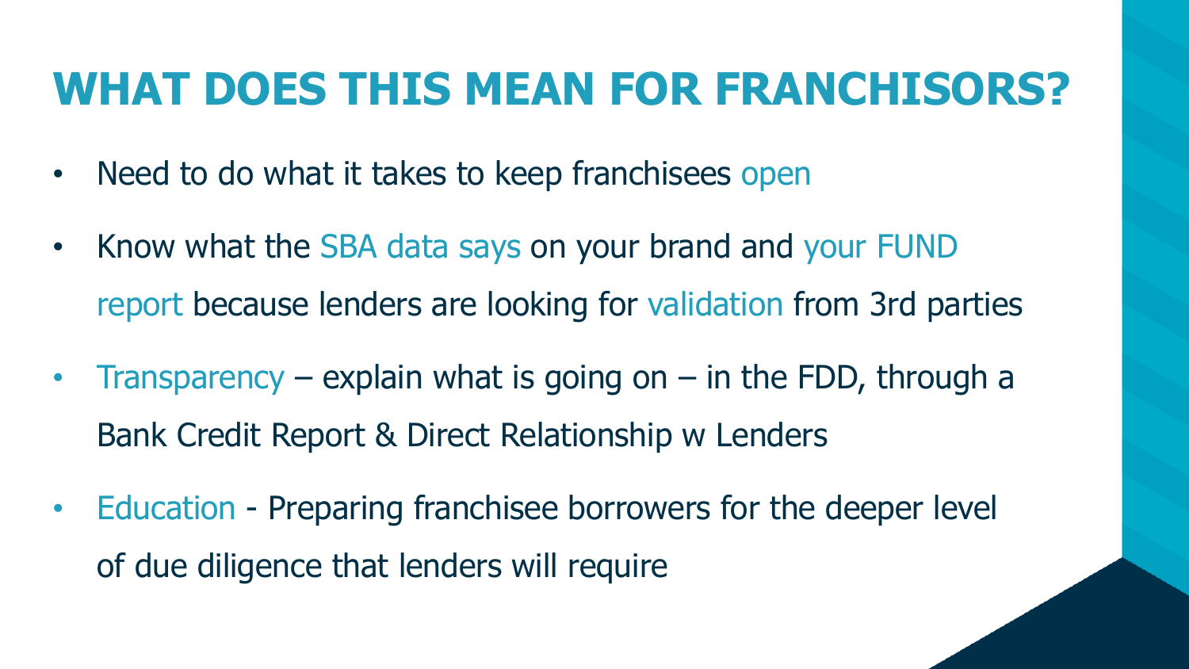# WHAT DOES THIS MEAN FOR FRANCHISORS?

- Need to do what it takes to keep franchisees open
- Know what the SBA data says on your brand and your FUND report because lenders are looking for validation from 3rd parties
- Transparency – explain what is going on – in the FDD, through a Bank Credit Report & Direct Relationship w Lenders
- Education - Preparing franchisee borrowers for the deeper level of due diligence that lenders will require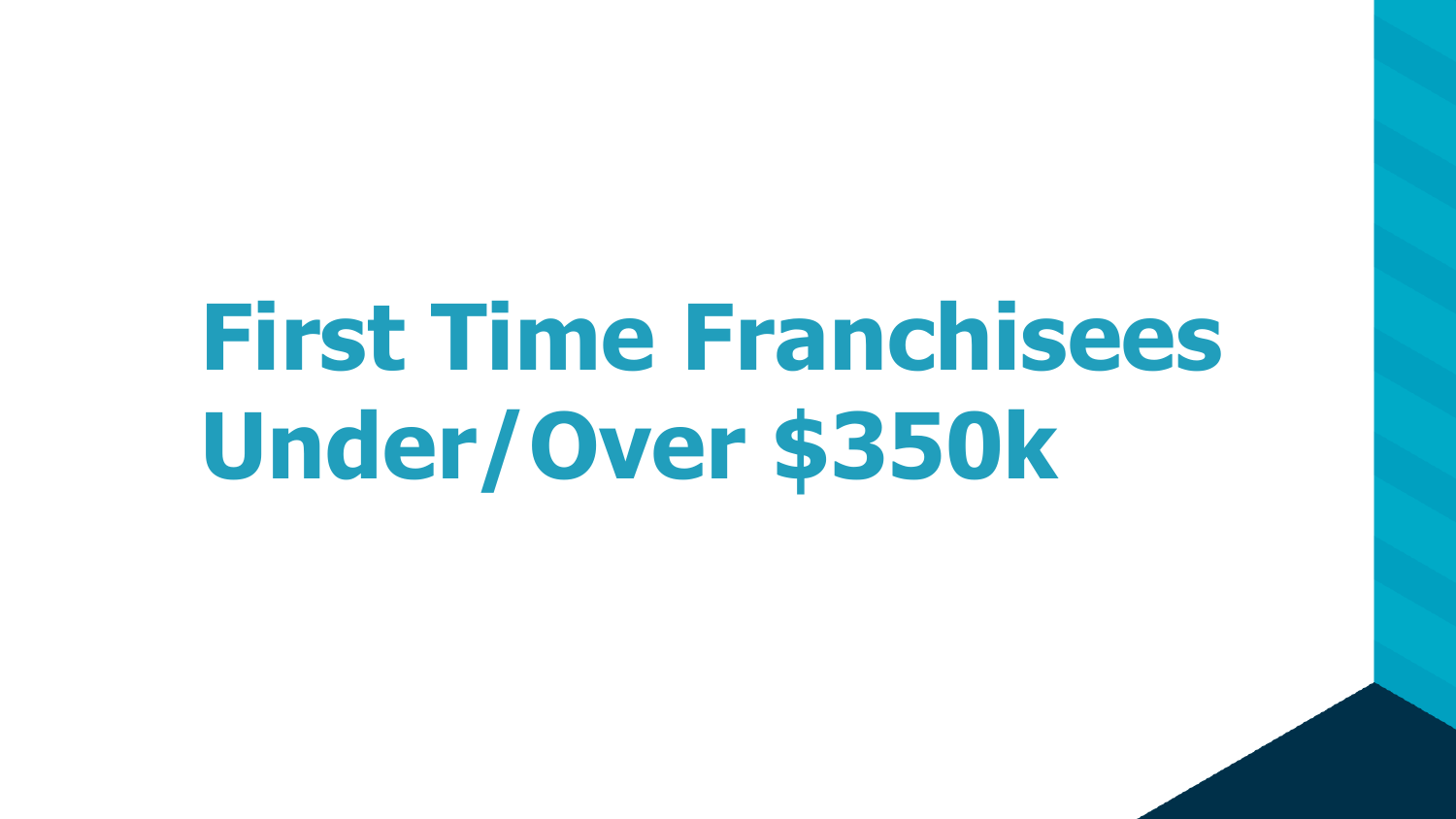# First Time Franchisees Under/Over $350k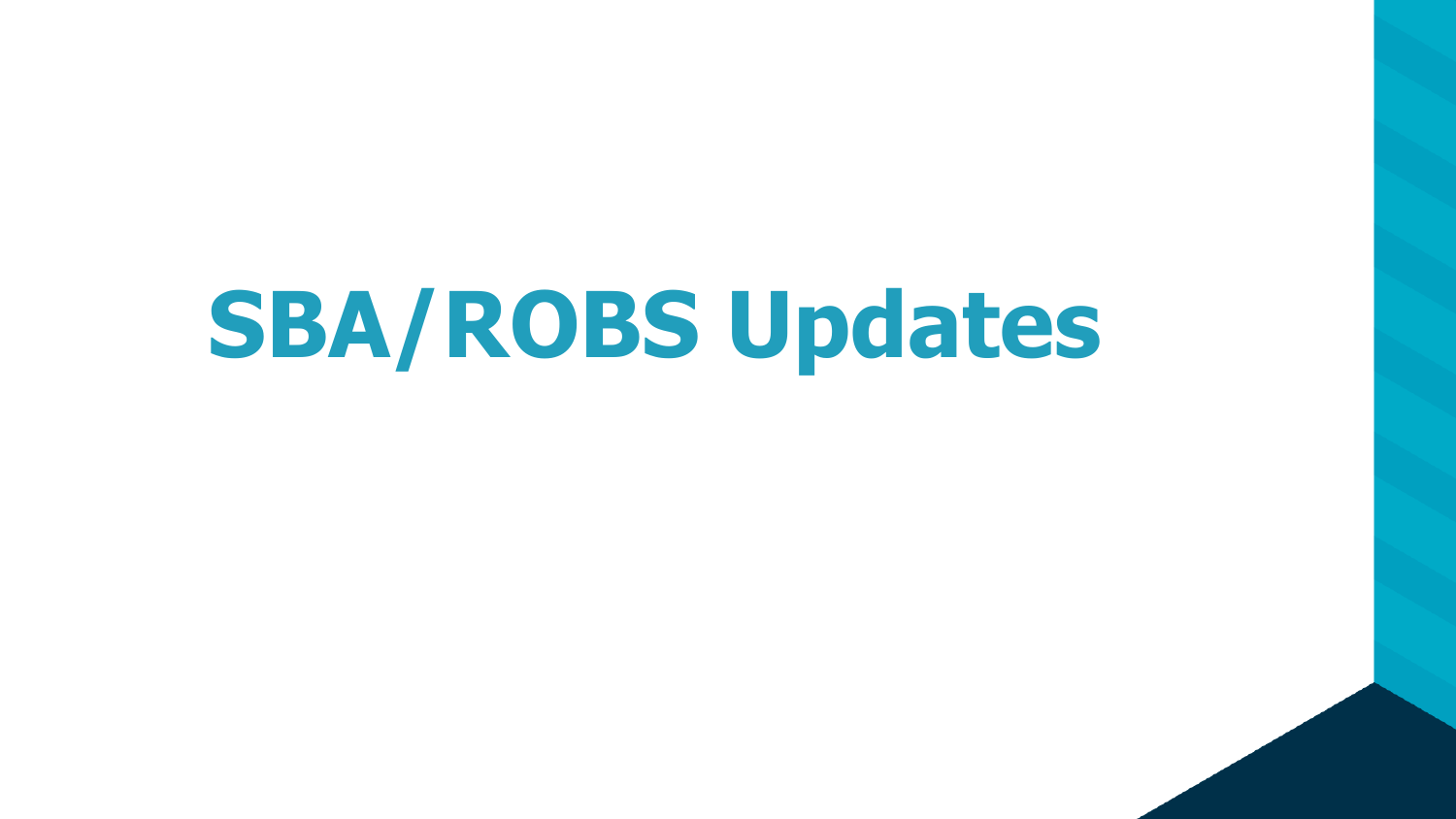# SBA/ROBS Updates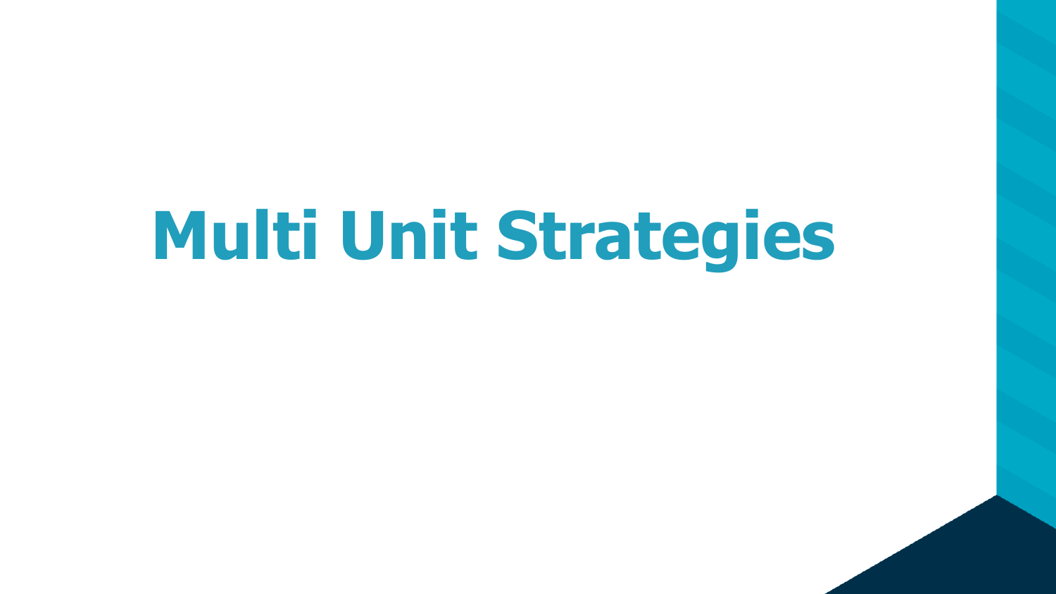# Multi Unit Strategies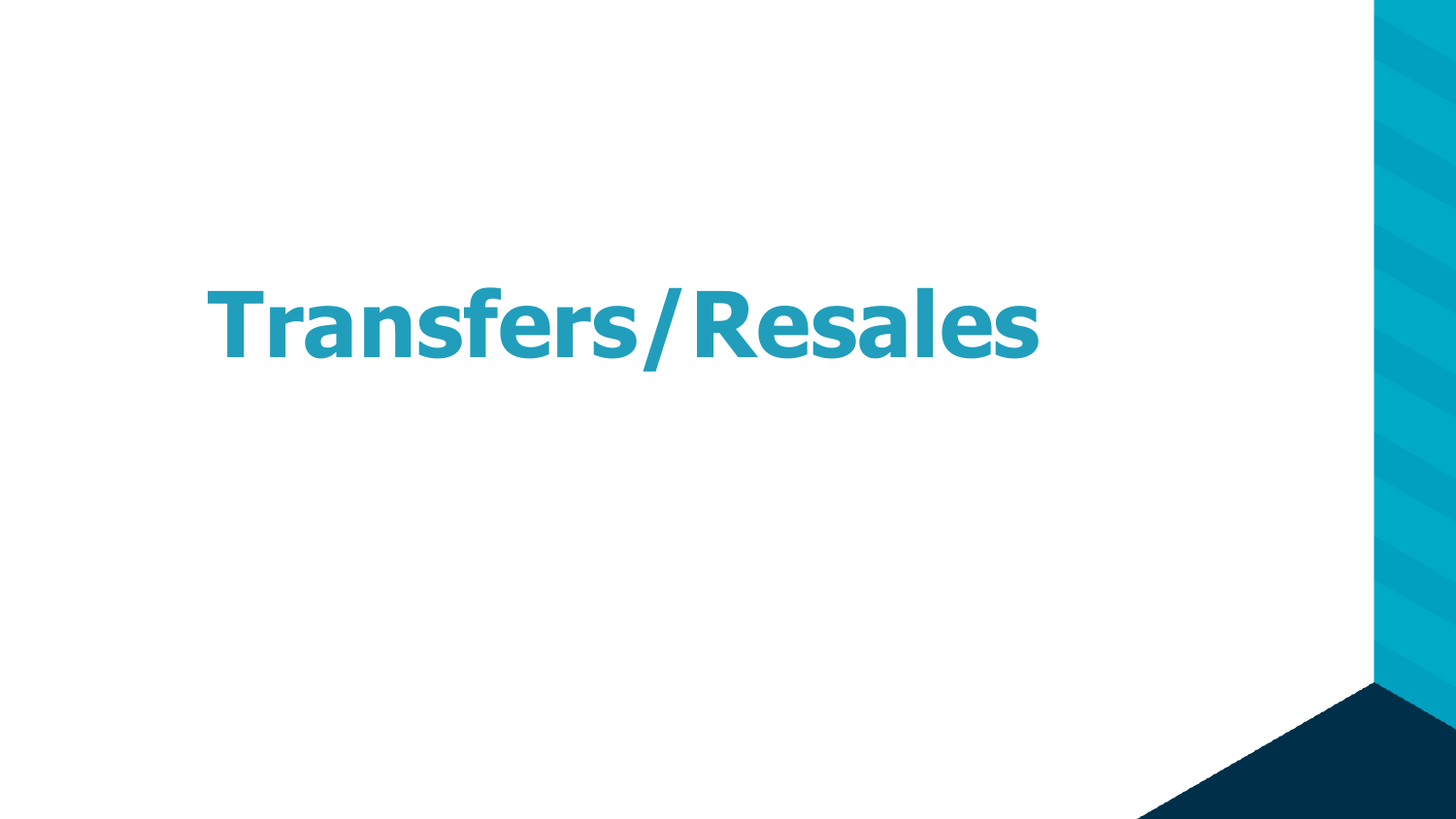# Transfers/Resales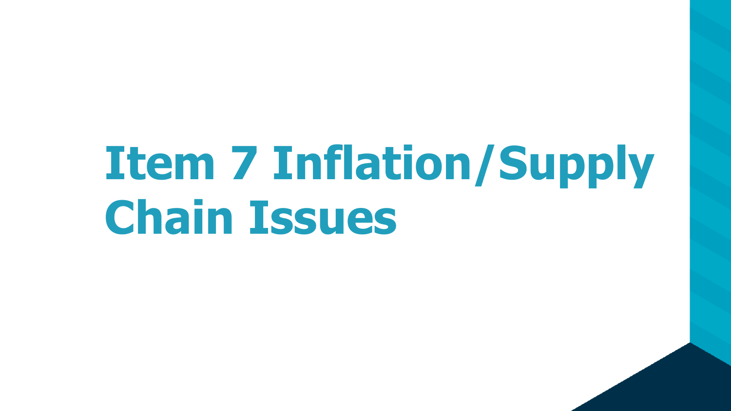# Item 7 Inflation/Supply Chain Issues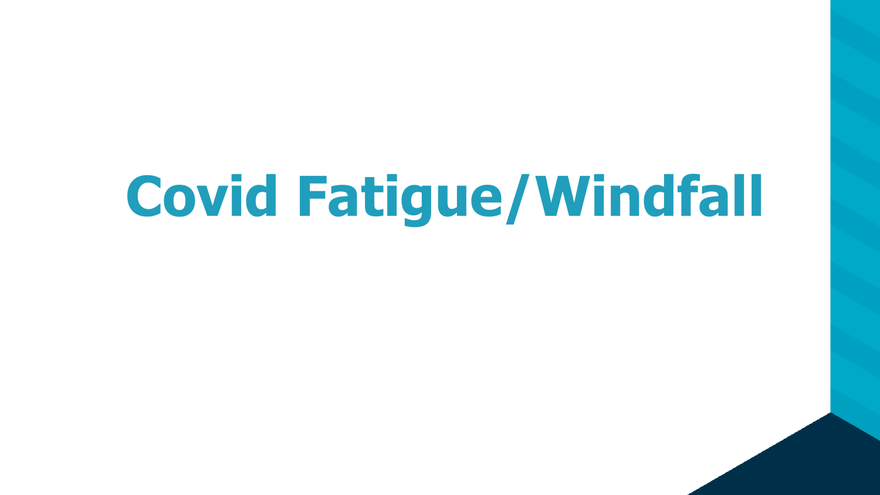# Covid Fatigue/Windfall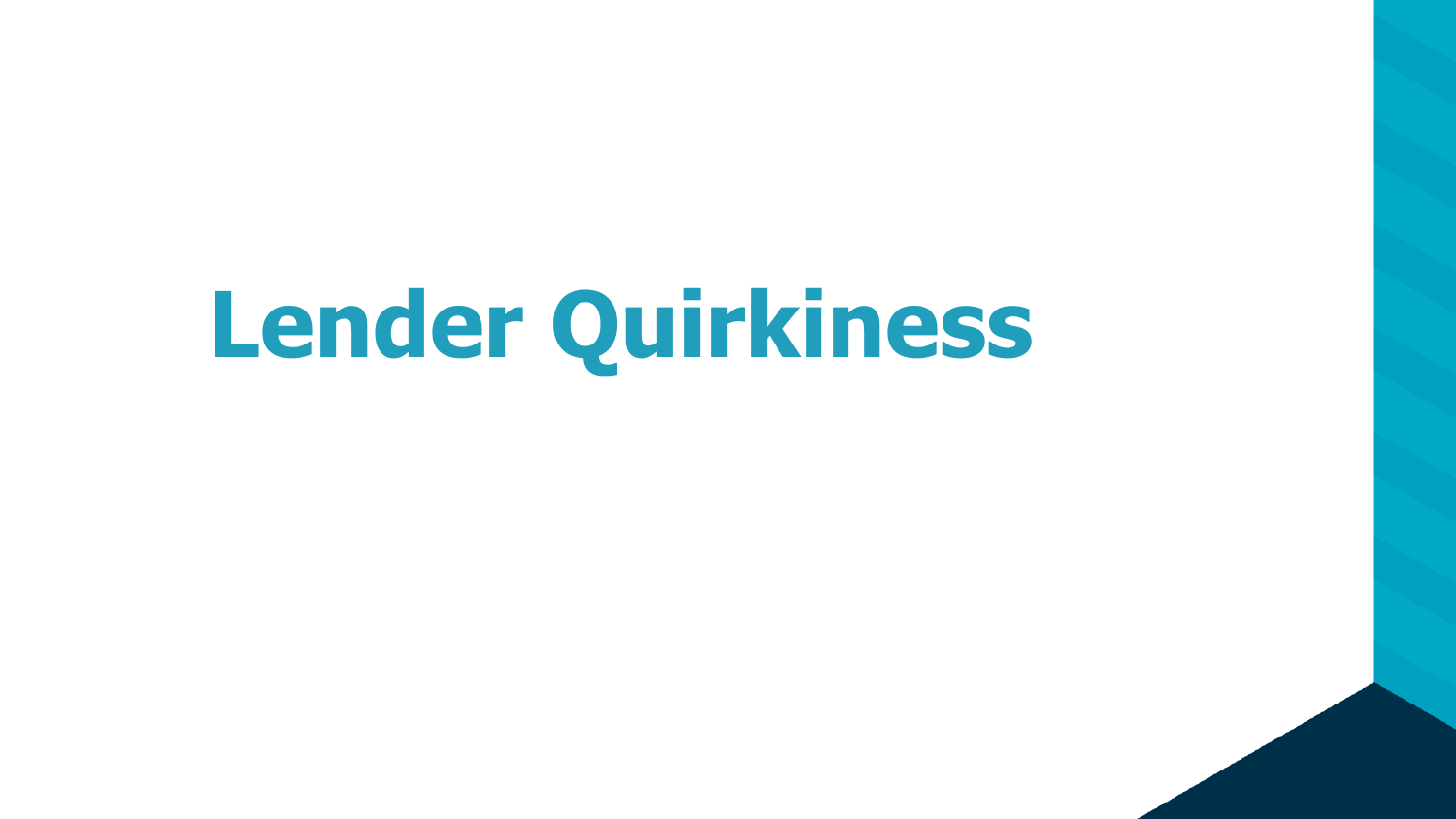# Lender Quirkiness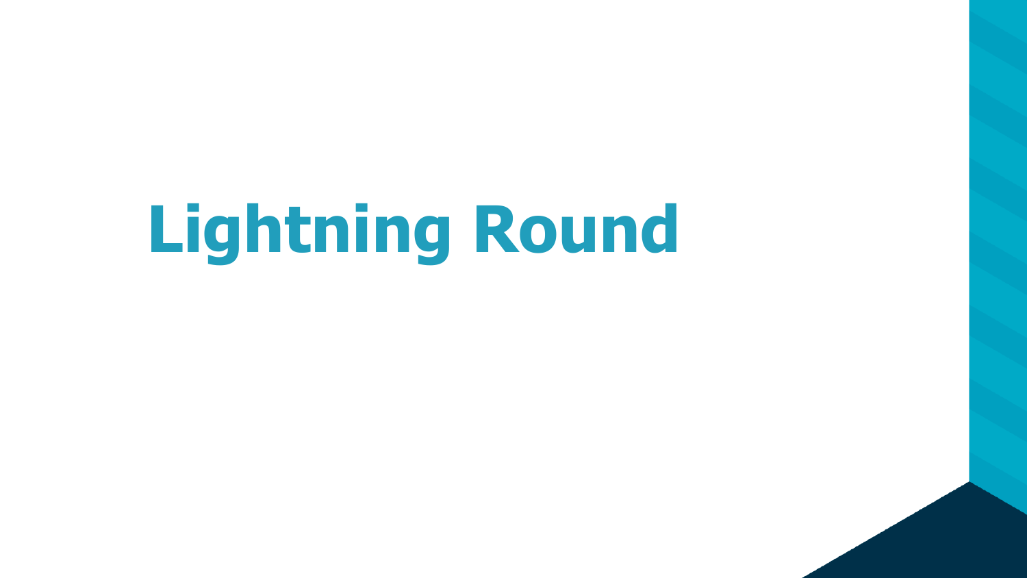# Lightning Round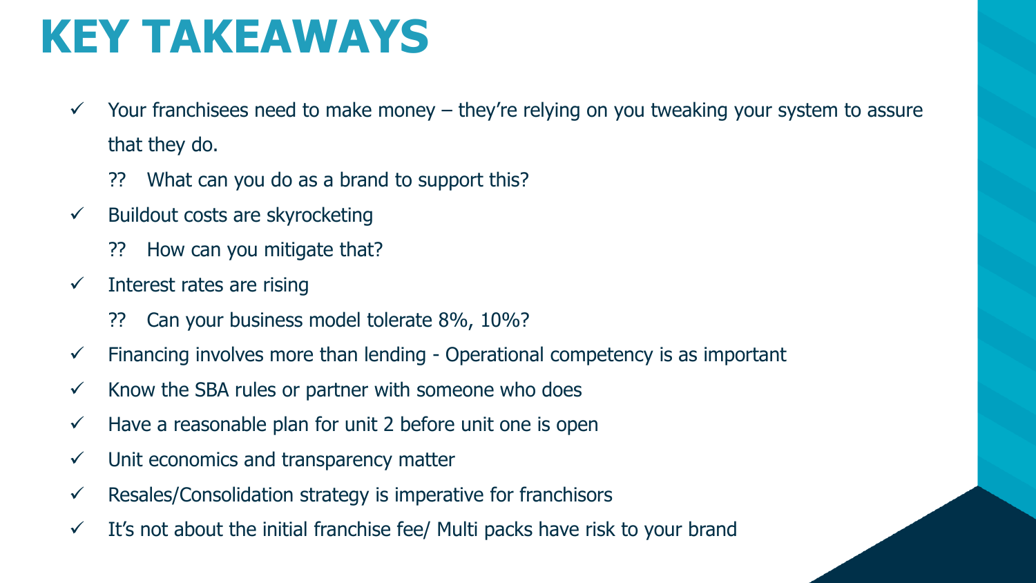# KEY TAKEAWAYS

- ✓ Your franchisees need to make money – they're relying on you tweaking your system to assure that they do.
  - ?? What can you do as a brand to support this?
- ✓ Buildout costs are skyrocketing
  - ?? How can you mitigate that?
- ✓ Interest rates are rising
  - ?? Can your business model tolerate 8%, 10%?
- ✓ Financing involves more than lending - Operational competency is as important
- ✓ Know the SBA rules or partner with someone who does
- ✓ Have a reasonable plan for unit 2 before unit one is open
- ✓ Unit economics and transparency matter
- ✓ Resales/Consolidation strategy is imperative for franchisors
- ✓ It's not about the initial franchise fee/ Multi packs have risk to your brand